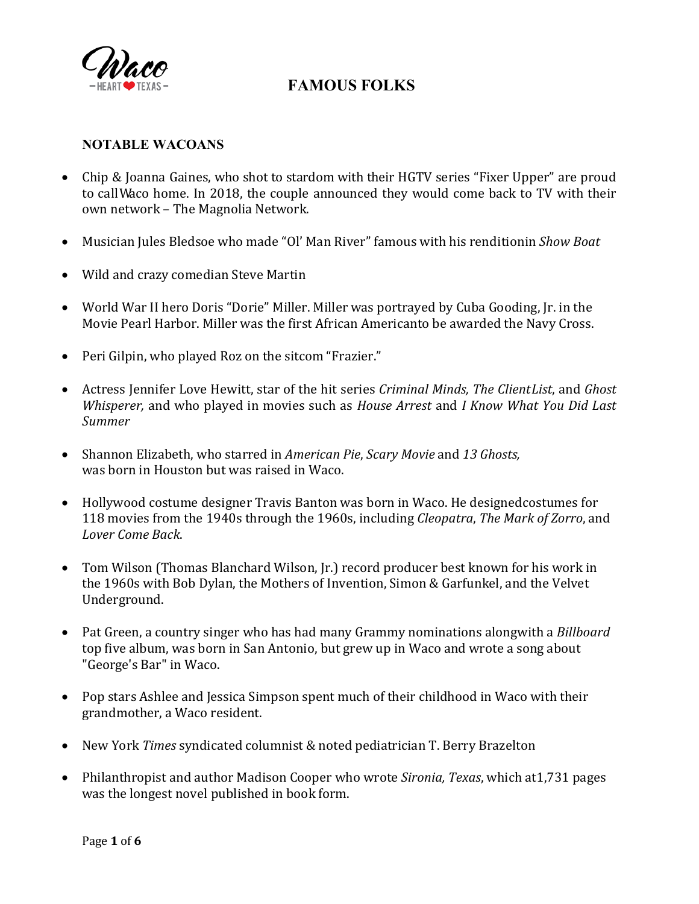# FAMOUS FOLKS

## NOTABLE WACOANS

- Chip & Joanna Gaines, who shot to stardom with their HGTV series "Fixer Upper" are proud to call Waco home. In 2018, the couple announced they would come back to TV with their own network – The Magnolia Network.

- Musician Jules Bledsoe who made "Ol' Man River" famous with his rendition in *Show Boat*

- Wild and crazy comedian Steve Martin

- World War II hero Doris "Dorie" Miller. Miller was portrayed by Cuba Gooding, Jr. in the Movie Pearl Harbor. Miller was the first African American to be awarded the Navy Cross.

- Peri Gilpin, who played Roz on the sitcom "Frazier."

- Actress Jennifer Love Hewitt, star of the hit series *Criminal Minds, The Client List*, and *Ghost Whisperer,* and who played in movies such as *House Arrest* and *I Know What You Did Last Summer*

- Shannon Elizabeth, who starred in *American Pie*, *Scary Movie* and *13 Ghosts,* was born in Houston but was raised in Waco.

- Hollywood costume designer Travis Banton was born in Waco. He designed costumes for 118 movies from the 1940s through the 1960s, including *Cleopatra*, *The Mark of Zorro*, and *Lover Come Back*.

- Tom Wilson (Thomas Blanchard Wilson, Jr.) record producer best known for his work in the 1960s with Bob Dylan, the Mothers of Invention, Simon & Garfunkel, and the Velvet Underground.

- Pat Green, a country singer who has had many Grammy nominations along with a *Billboard* top five album, was born in San Antonio, but grew up in Waco and wrote a song about "George's Bar" in Waco.

- Pop stars Ashlee and Jessica Simpson spent much of their childhood in Waco with their grandmother, a Waco resident.

- New York *Times* syndicated columnist & noted pediatrician T. Berry Brazelton

- Philanthropist and author Madison Cooper who wrote *Sironia, Texas*, which at 1,731 pages was the longest novel published in book form.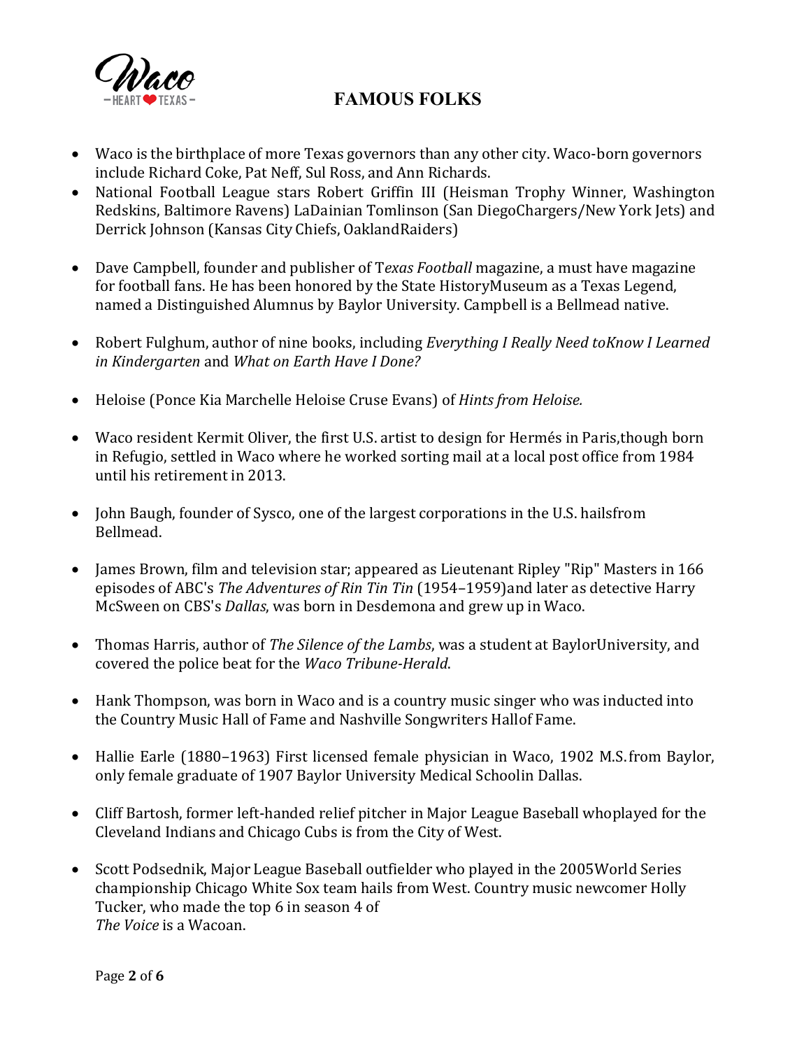# FAMOUS FOLKS

- Waco is the birthplace of more Texas governors than any other city. Waco-born governors include Richard Coke, Pat Neff, Sul Ross, and Ann Richards.
- National Football League stars Robert Griffin III (Heisman Trophy Winner, Washington Redskins, Baltimore Ravens) LaDainian Tomlinson (San DiegoChargers/New York Jets) and Derrick Johnson (Kansas City Chiefs, OaklandRaiders)
- Dave Campbell, founder and publisher of T*exas Football* magazine, a must have magazine for football fans. He has been honored by the State HistoryMuseum as a Texas Legend, named a Distinguished Alumnus by Baylor University. Campbell is a Bellmead native.
- Robert Fulghum, author of nine books, including *Everything I Really Need toKnow I Learned in Kindergarten* and *What on Earth Have I Done?*
- Heloise (Ponce Kia Marchelle Heloise Cruse Evans) of *Hints from Heloise.*
- Waco resident Kermit Oliver, the first U.S. artist to design for Hermés in Paris,though born in Refugio, settled in Waco where he worked sorting mail at a local post office from 1984 until his retirement in 2013.
- John Baugh, founder of Sysco, one of the largest corporations in the U.S. hailsfrom Bellmead.
- James Brown, film and television star; appeared as Lieutenant Ripley "Rip" Masters in 166 episodes of ABC's *The Adventures of Rin Tin Tin* (1954–1959)and later as detective Harry McSween on CBS's *Dallas*, was born in Desdemona and grew up in Waco.
- Thomas Harris, author of *The Silence of the Lambs*, was a student at BaylorUniversity, and covered the police beat for the *Waco Tribune-Herald*.
- Hank Thompson, was born in Waco and is a country music singer who was inducted into the Country Music Hall of Fame and Nashville Songwriters Hallof Fame.
- Hallie Earle (1880–1963) First licensed female physician in Waco, 1902 M.S.from Baylor, only female graduate of 1907 Baylor University Medical Schoolin Dallas.
- Cliff Bartosh, former left-handed relief pitcher in Major League Baseball whoplayed for the Cleveland Indians and Chicago Cubs is from the City of West.
- Scott Podsednik, Major League Baseball outfielder who played in the 2005World Series championship Chicago White Sox team hails from West. Country music newcomer Holly Tucker, who made the top 6 in season 4 of *The Voice* is a Wacoan.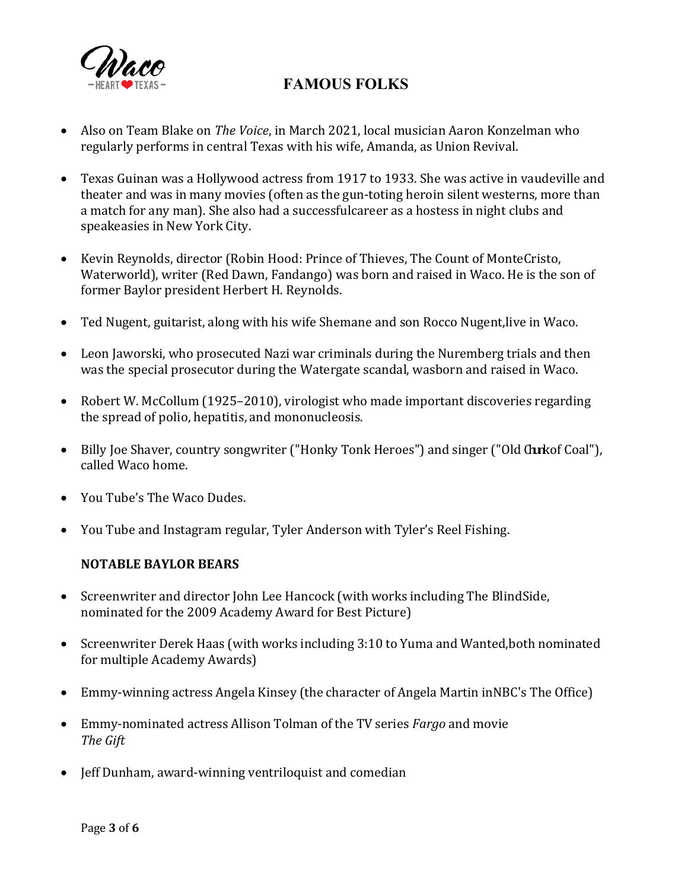# FAMOUS FOLKS

- Also on Team Blake on *The Voice*, in March 2021, local musician Aaron Konzelman who regularly performs in central Texas with his wife, Amanda, as Union Revival.

- Texas Guinan was a Hollywood actress from 1917 to 1933. She was active in vaudeville and theater and was in many movies (often as the gun-toting heroin silent westerns, more than a match for any man). She also had a successfulcareer as a hostess in night clubs and speakeasies in New York City.

- Kevin Reynolds, director (Robin Hood: Prince of Thieves, The Count of MonteCristo, Waterworld), writer (Red Dawn, Fandango) was born and raised in Waco. He is the son of former Baylor president Herbert H. Reynolds.

- Ted Nugent, guitarist, along with his wife Shemane and son Rocco Nugent,live in Waco.

- Leon Jaworski, who prosecuted Nazi war criminals during the Nuremberg trials and then was the special prosecutor during the Watergate scandal, wasborn and raised in Waco.

- Robert W. McCollum (1925–2010), virologist who made important discoveries regarding the spread of polio, hepatitis, and mononucleosis.

- Billy Joe Shaver, country songwriter ("Honky Tonk Heroes") and singer ("Old Chunkof Coal"), called Waco home.

- You Tube's The Waco Dudes.

- You Tube and Instagram regular, Tyler Anderson with Tyler's Reel Fishing.

**NOTABLE BAYLOR BEARS**

- Screenwriter and director John Lee Hancock (with works including The BlindSide, nominated for the 2009 Academy Award for Best Picture)

- Screenwriter Derek Haas (with works including 3:10 to Yuma and Wanted,both nominated for multiple Academy Awards)

- Emmy-winning actress Angela Kinsey (the character of Angela Martin inNBC's The Office)

- Emmy-nominated actress Allison Tolman of the TV series *Fargo* and movie *The Gift*

- Jeff Dunham, award-winning ventriloquist and comedian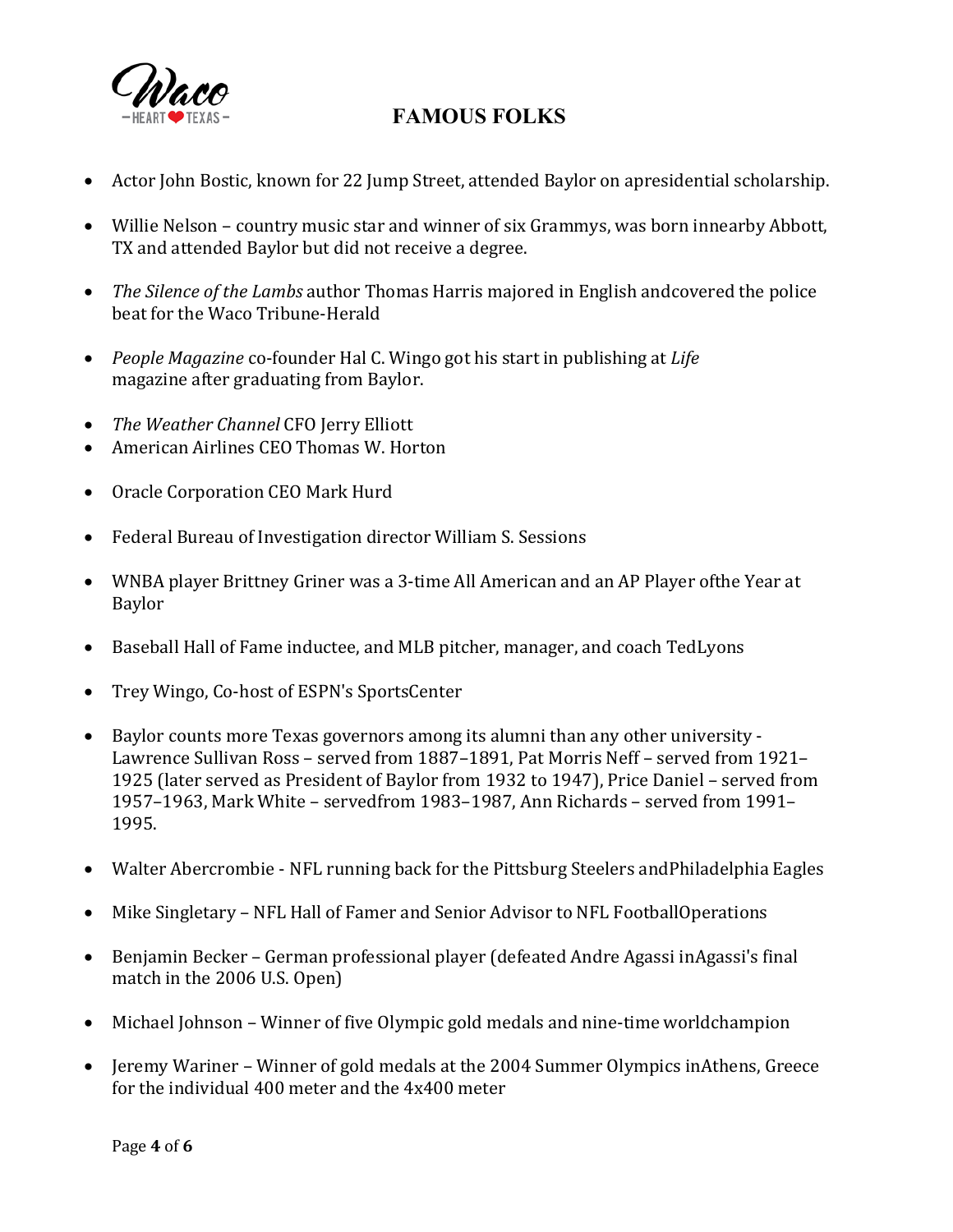# FAMOUS FOLKS

- Actor John Bostic, known for 22 Jump Street, attended Baylor on apresidential scholarship.

- Willie Nelson – country music star and winner of six Grammys, was born innearby Abbott, TX and attended Baylor but did not receive a degree.

- *The Silence of the Lambs* author Thomas Harris majored in English andcovered the police beat for the Waco Tribune-Herald

- *People Magazine* co-founder Hal C. Wingo got his start in publishing at *Life* magazine after graduating from Baylor.

- *The Weather Channel* CFO Jerry Elliott
- American Airlines CEO Thomas W. Horton

- Oracle Corporation CEO Mark Hurd

- Federal Bureau of Investigation director William S. Sessions

- WNBA player Brittney Griner was a 3-time All American and an AP Player ofthe Year at Baylor

- Baseball Hall of Fame inductee, and MLB pitcher, manager, and coach TedLyons

- Trey Wingo, Co-host of ESPN's SportsCenter

- Baylor counts more Texas governors among its alumni than any other university - Lawrence Sullivan Ross – served from 1887–1891, Pat Morris Neff – served from 1921–1925 (later served as President of Baylor from 1932 to 1947), Price Daniel – served from 1957–1963, Mark White – servedfrom 1983–1987, Ann Richards – served from 1991–1995.

- Walter Abercrombie - NFL running back for the Pittsburg Steelers andPhiladelphia Eagles

- Mike Singletary – NFL Hall of Famer and Senior Advisor to NFL FootballOperations

- Benjamin Becker – German professional player (defeated Andre Agassi inAgassi's final match in the 2006 U.S. Open)

- Michael Johnson – Winner of five Olympic gold medals and nine-time worldchampion

- Jeremy Wariner – Winner of gold medals at the 2004 Summer Olympics inAthens, Greece for the individual 400 meter and the 4x400 meter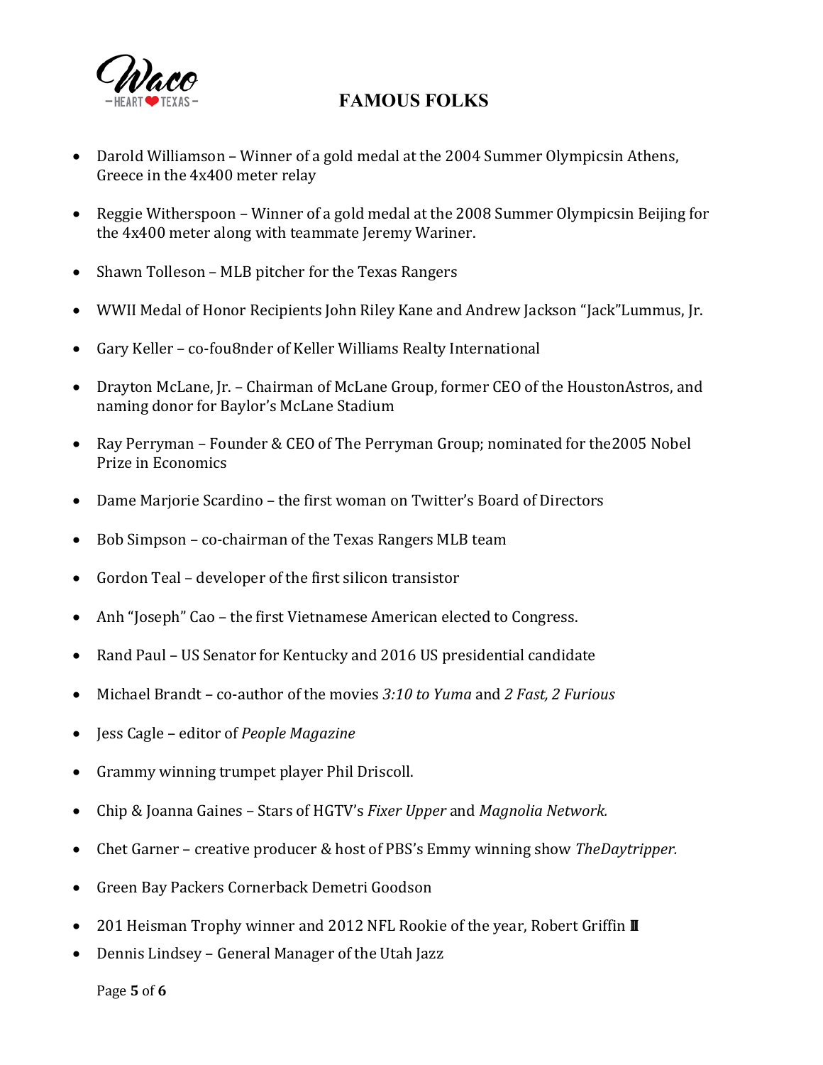# FAMOUS FOLKS

- Darold Williamson – Winner of a gold medal at the 2004 Summer Olympicsin Athens, Greece in the 4x400 meter relay
- Reggie Witherspoon – Winner of a gold medal at the 2008 Summer Olympicsin Beijing for the 4x400 meter along with teammate Jeremy Wariner.
- Shawn Tolleson – MLB pitcher for the Texas Rangers
- WWII Medal of Honor Recipients John Riley Kane and Andrew Jackson "Jack"Lummus, Jr.
- Gary Keller – co-fou8nder of Keller Williams Realty International
- Drayton McLane, Jr. – Chairman of McLane Group, former CEO of the HoustonAstros, and naming donor for Baylor's McLane Stadium
- Ray Perryman – Founder & CEO of The Perryman Group; nominated for the2005 Nobel Prize in Economics
- Dame Marjorie Scardino – the first woman on Twitter's Board of Directors
- Bob Simpson – co-chairman of the Texas Rangers MLB team
- Gordon Teal – developer of the first silicon transistor
- Anh "Joseph" Cao – the first Vietnamese American elected to Congress.
- Rand Paul – US Senator for Kentucky and 2016 US presidential candidate
- Michael Brandt – co-author of the movies *3:10 to Yuma* and *2 Fast, 2 Furious*
- Jess Cagle – editor of *People Magazine*
- Grammy winning trumpet player Phil Driscoll.
- Chip & Joanna Gaines – Stars of HGTV's *Fixer Upper* and *Magnolia Network.*
- Chet Garner – creative producer & host of PBS's Emmy winning show *TheDaytripper.*
- Green Bay Packers Cornerback Demetri Goodson
- 201 Heisman Trophy winner and 2012 NFL Rookie of the year, Robert Griffin III
- Dennis Lindsey – General Manager of the Utah Jazz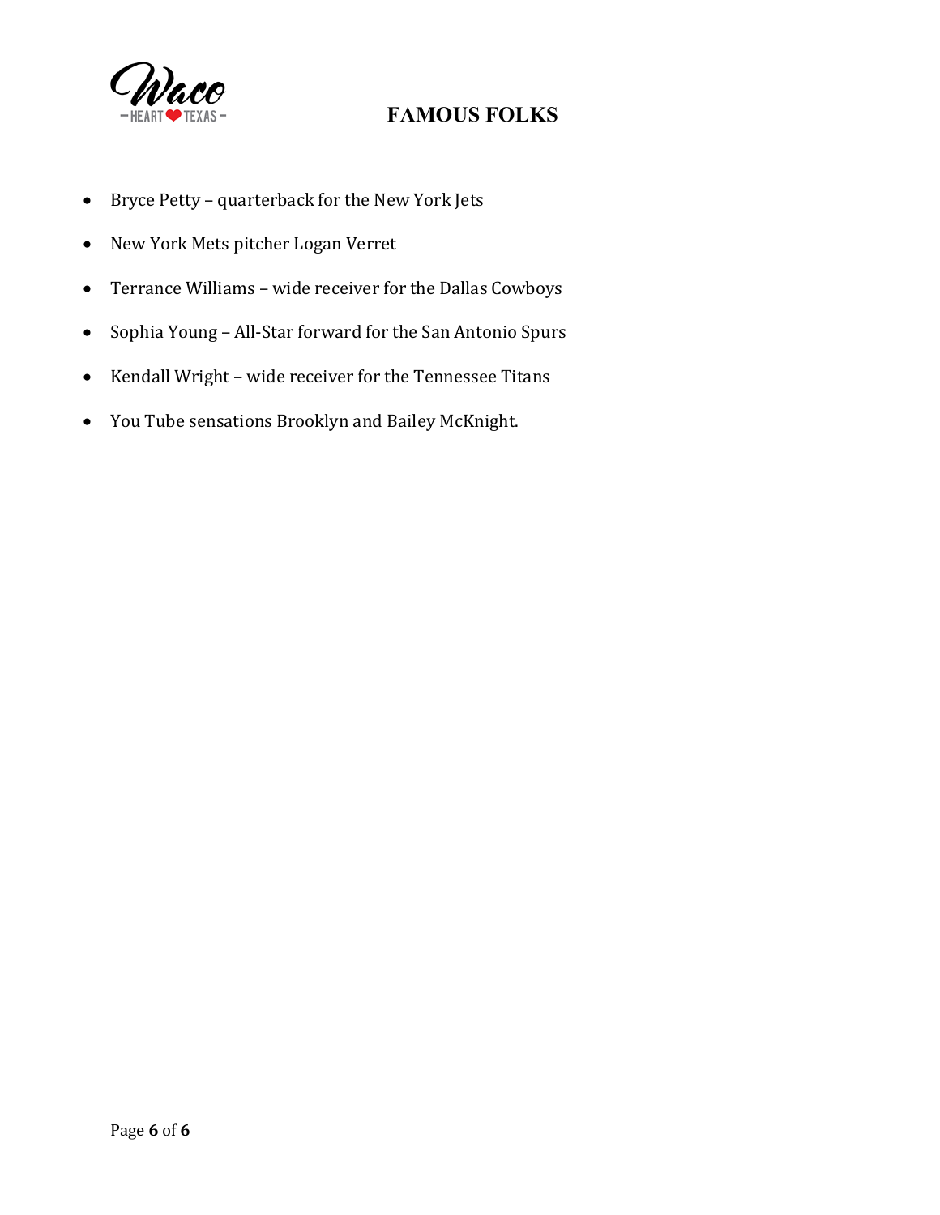# FAMOUS FOLKS

- Bryce Petty – quarterback for the New York Jets
- New York Mets pitcher Logan Verret
- Terrance Williams – wide receiver for the Dallas Cowboys
- Sophia Young – All-Star forward for the San Antonio Spurs
- Kendall Wright – wide receiver for the Tennessee Titans
- You Tube sensations Brooklyn and Bailey McKnight.